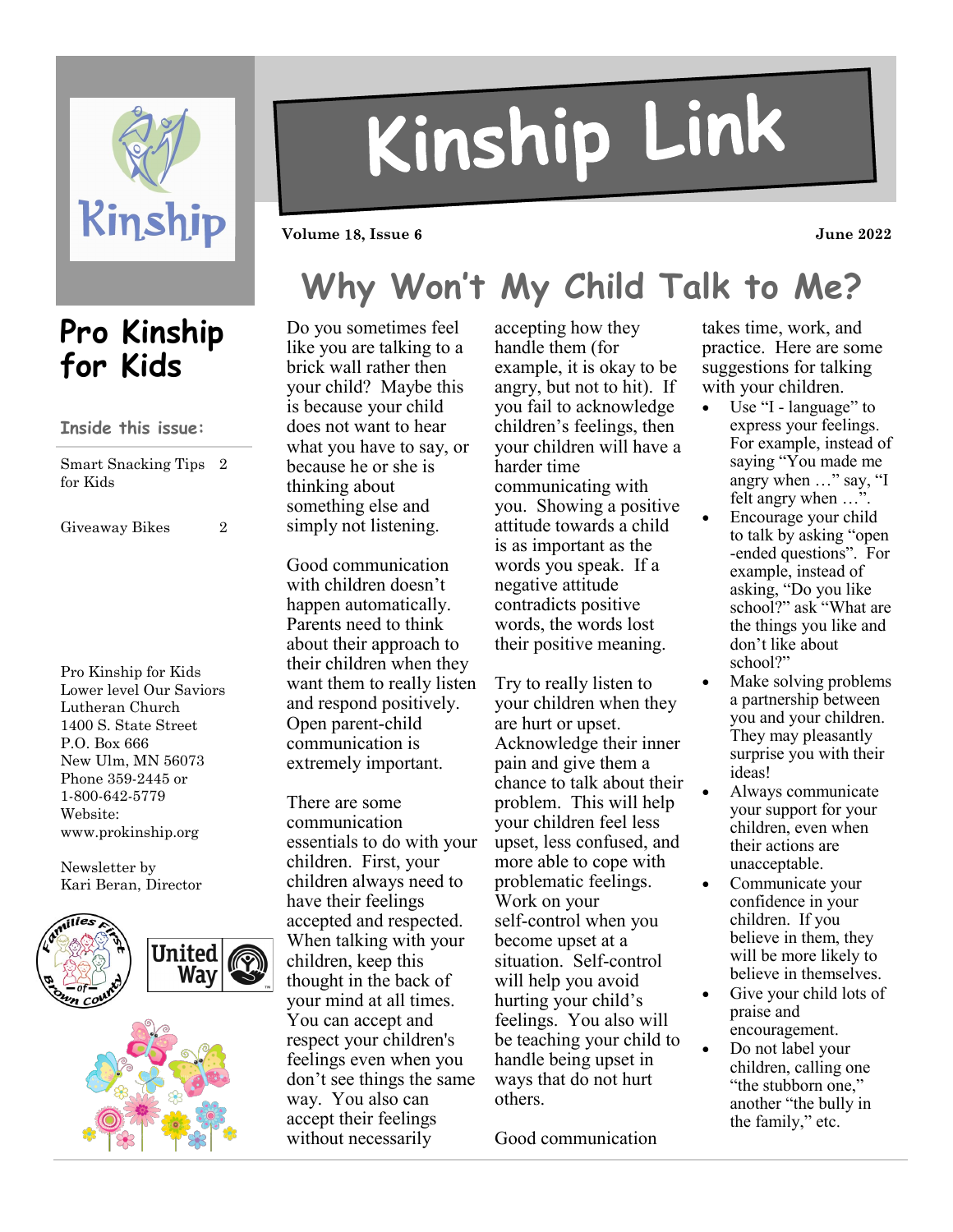# Kinship Link

Volume 18, Issue 6 June 2022

## Pro Kinship for Kids

**Inside this issue:**

| | |
|---|---|
| Smart Snacking Tips for Kids | 2 |
| Giveaway Bikes | 2 |

Pro Kinship for Kids
Lower level Our Saviors Lutheran Church
1400 S. State Street
P.O. Box 666
New Ulm, MN 56073
Phone 359-2445 or 1-800-642-5779
Website: www.prokinship.org

Newsletter by
Kari Beran, Director

## Why Won't My Child Talk to Me?

Do you sometimes feel like you are talking to a brick wall rather then your child? Maybe this is because your child does not want to hear what you have to say, or because he or she is thinking about something else and simply not listening.

Good communication with children doesn't happen automatically. Parents need to think about their approach to their children when they want them to really listen and respond positively. Open parent-child communication is extremely important.

There are some communication essentials to do with your children. First, your children always need to have their feelings accepted and respected. When talking with your children, keep this thought in the back of your mind at all times. You can accept and respect your children's feelings even when you don't see things the same way. You also can accept their feelings without necessarily accepting how they handle them (for example, it is okay to be angry, but not to hit). If you fail to acknowledge children's feelings, then your children will have a harder time communicating with you. Showing a positive attitude towards a child is as important as the words you speak. If a negative attitude contradicts positive words, the words lost their positive meaning.

Try to really listen to your children when they are hurt or upset. Acknowledge their inner pain and give them a chance to talk about their problem. This will help your children feel less upset, less confused, and more able to cope with problematic feelings. Work on your self-control when you become upset at a situation. Self-control will help you avoid hurting your child's feelings. You also will be teaching your child to handle being upset in ways that do not hurt others.

Good communication takes time, work, and practice. Here are some suggestions for talking with your children.

- Use "I - language" to express your feelings. For example, instead of saying "You made me angry when …" say, "I felt angry when …".
- Encourage your child to talk by asking "open -ended questions". For example, instead of asking, "Do you like school?" ask "What are the things you like and don't like about school?"
- Make solving problems a partnership between you and your children. They may pleasantly surprise you with their ideas!
- Always communicate your support for your children, even when their actions are unacceptable.
- Communicate your confidence in your children. If you believe in them, they will be more likely to believe in themselves.
- Give your child lots of praise and encouragement.
- Do not label your children, calling one "the stubborn one," another "the bully in the family," etc.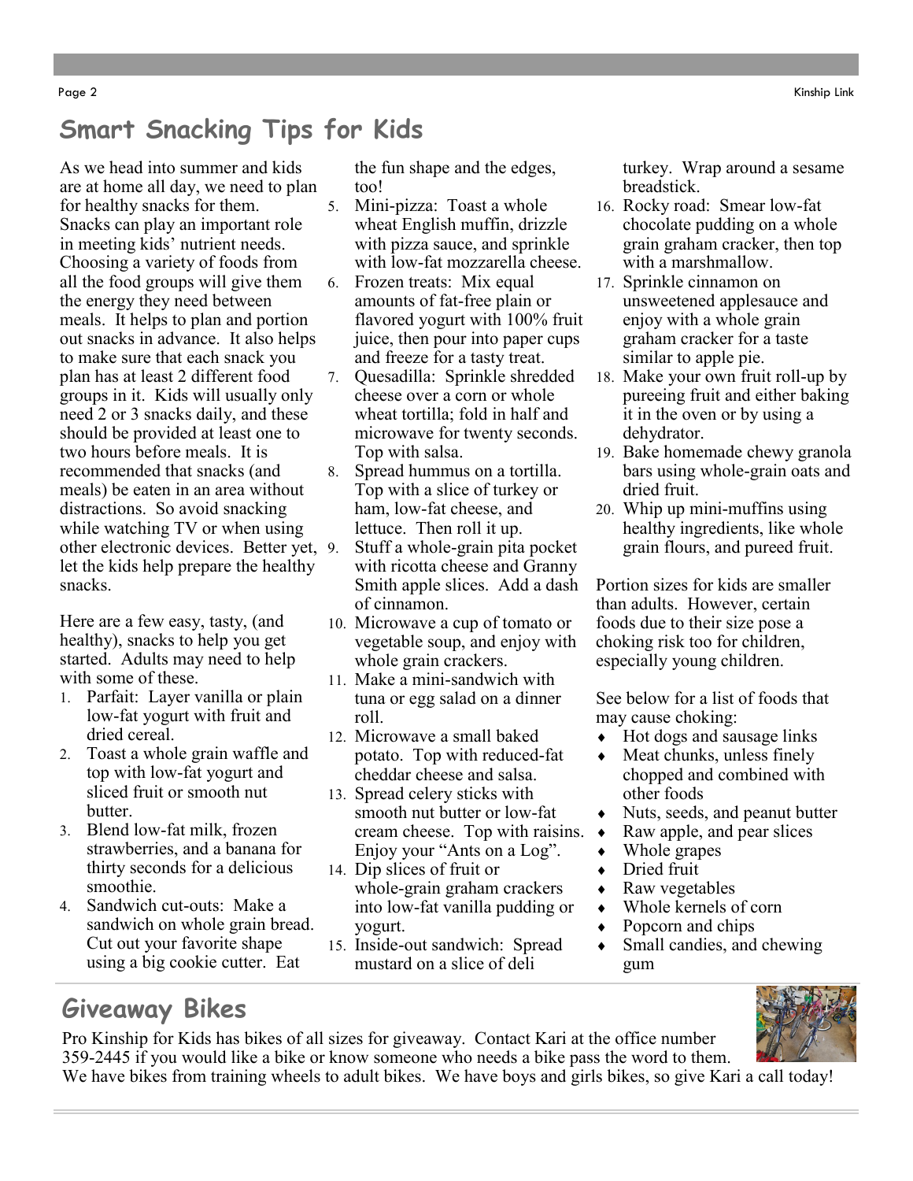## Smart Snacking Tips for Kids

As we head into summer and kids are at home all day, we need to plan for healthy snacks for them. Snacks can play an important role in meeting kids' nutrient needs. Choosing a variety of foods from all the food groups will give them the energy they need between meals. It helps to plan and portion out snacks in advance. It also helps to make sure that each snack you plan has at least 2 different food groups in it. Kids will usually only need 2 or 3 snacks daily, and these should be provided at least one to two hours before meals. It is recommended that snacks (and meals) be eaten in an area without distractions. So avoid snacking while watching TV or when using other electronic devices. Better yet, let the kids help prepare the healthy snacks.

Here are a few easy, tasty, (and healthy), snacks to help you get started. Adults may need to help with some of these.

1. Parfait: Layer vanilla or plain low-fat yogurt with fruit and dried cereal.
2. Toast a whole grain waffle and top with low-fat yogurt and sliced fruit or smooth nut butter.
3. Blend low-fat milk, frozen strawberries, and a banana for thirty seconds for a delicious smoothie.
4. Sandwich cut-outs: Make a sandwich on whole grain bread. Cut out your favorite shape using a big cookie cutter. Eat the fun shape and the edges, too!
5. Mini-pizza: Toast a whole wheat English muffin, drizzle with pizza sauce, and sprinkle with low-fat mozzarella cheese.
6. Frozen treats: Mix equal amounts of fat-free plain or flavored yogurt with 100% fruit juice, then pour into paper cups and freeze for a tasty treat.
7. Quesadilla: Sprinkle shredded cheese over a corn or whole wheat tortilla; fold in half and microwave for twenty seconds. Top with salsa.
8. Spread hummus on a tortilla. Top with a slice of turkey or ham, low-fat cheese, and lettuce. Then roll it up.
9. Stuff a whole-grain pita pocket with ricotta cheese and Granny Smith apple slices. Add a dash of cinnamon.
10. Microwave a cup of tomato or vegetable soup, and enjoy with whole grain crackers.
11. Make a mini-sandwich with tuna or egg salad on a dinner roll.
12. Microwave a small baked potato. Top with reduced-fat cheddar cheese and salsa.
13. Spread celery sticks with smooth nut butter or low-fat cream cheese. Top with raisins. Enjoy your "Ants on a Log".
14. Dip slices of fruit or whole-grain graham crackers into low-fat vanilla pudding or yogurt.
15. Inside-out sandwich: Spread mustard on a slice of deli turkey. Wrap around a sesame breadstick.
16. Rocky road: Smear low-fat chocolate pudding on a whole grain graham cracker, then top with a marshmallow.
17. Sprinkle cinnamon on unsweetened applesauce and enjoy with a whole grain graham cracker for a taste similar to apple pie.
18. Make your own fruit roll-up by pureeing fruit and either baking it in the oven or by using a dehydrator.
19. Bake homemade chewy granola bars using whole-grain oats and dried fruit.
20. Whip up mini-muffins using healthy ingredients, like whole grain flours, and pureed fruit.

Portion sizes for kids are smaller than adults. However, certain foods due to their size pose a choking risk too for children, especially young children.

See below for a list of foods that may cause choking:

- Hot dogs and sausage links
- Meat chunks, unless finely chopped and combined with other foods
- Nuts, seeds, and peanut butter
- Raw apple, and pear slices
- Whole grapes
- Dried fruit
- Raw vegetables
- Whole kernels of corn
- Popcorn and chips
- Small candies, and chewing gum

## Giveaway Bikes

Pro Kinship for Kids has bikes of all sizes for giveaway. Contact Kari at the office number 359-2445 if you would like a bike or know someone who needs a bike pass the word to them. We have bikes from training wheels to adult bikes. We have boys and girls bikes, so give Kari a call today!